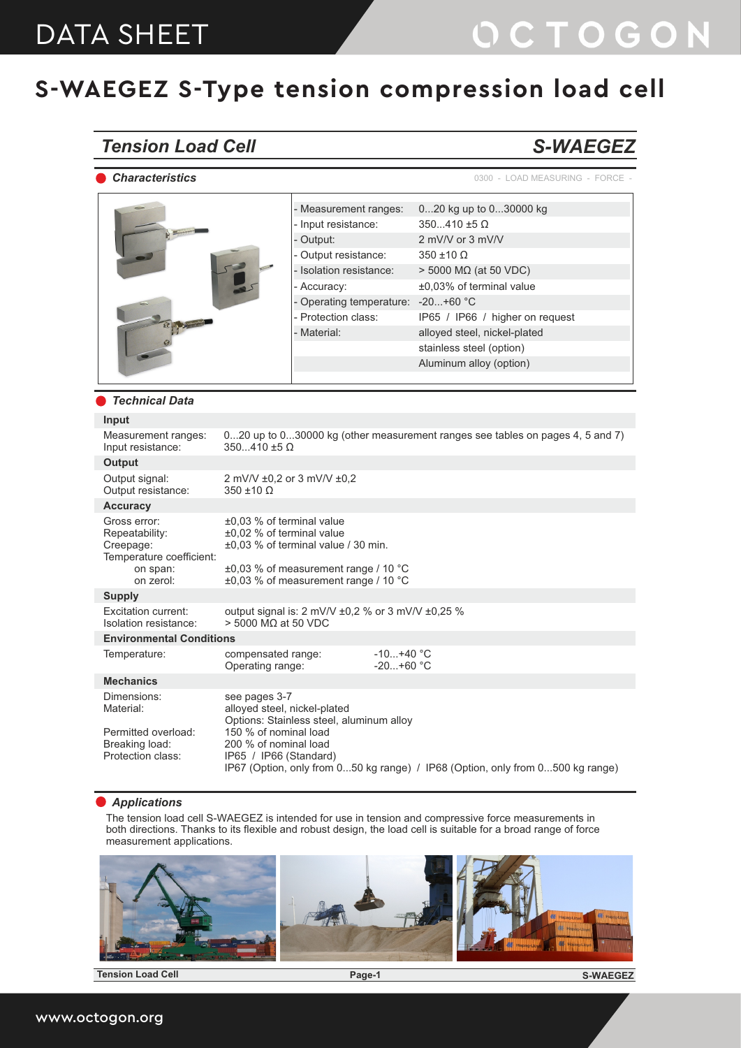# S-WAEGEZ S-Type tension compression load cell

## Tension Load Cell — S-WAEGEZ

### Characteristics

0300 - LOAD MEASURING - FORCE -

| | |
|---|---|
| - Measurement ranges: | 0...20 kg up to 0...30000 kg |
| - Input resistance: | 350...410 ±5 Ω |
| - Output: | 2 mV/V or 3 mV/V |
| - Output resistance: | 350 ±10 Ω |
| - Isolation resistance: | > 5000 MΩ (at 50 VDC) |
| - Accuracy: | ±0,03% of terminal value |
| - Operating temperature: | -20...+60 °C |
| - Protection class: | IP65 / IP66 / higher on request |
| - Material: | alloyed steel, nickel-plated |
| | stainless steel (option) |
| | Aluminum alloy (option) |

### Technical Data

**Input**

| | |
|---|---|
| Measurement ranges: | 0...20 up to 0...30000 kg (other measurement ranges see tables on pages 4, 5 and 7) |
| Input resistance: | 350...410 ±5 Ω |

**Output**

| | |
|---|---|
| Output signal: | 2 mV/V ±0,2 or 3 mV/V ±0,2 |
| Output resistance: | 350 ±10 Ω |

**Accuracy**

| | |
|---|---|
| Gross error: | ±0,03 % of terminal value |
| Repeatability: | ±0,02 % of terminal value |
| Creepage: | ±0,03 % of terminal value / 30 min. |
| Temperature coefficient: | |
| on span: | ±0,03 % of measurement range / 10 °C |
| on zerol: | ±0,03 % of measurement range / 10 °C |

**Supply**

| | |
|---|---|
| Excitation current: | output signal is: 2 mV/V ±0,2 % or 3 mV/V ±0,25 % |
| Isolation resistance: | > 5000 MΩ at 50 VDC |

**Environmental Conditions**

| | | |
|---|---|---|
| Temperature: | compensated range: | -10...+40 °C |
| | Operating range: | -20...+60 °C |

**Mechanics**

| | |
|---|---|
| Dimensions: | see pages 3-7 |
| Material: | alloyed steel, nickel-plated |
| | Options: Stainless steel, aluminum alloy |
| Permitted overload: | 150 % of nominal load |
| Breaking load: | 200 % of nominal load |
| Protection class: | IP65 / IP66 (Standard) |
| | IP67 (Option, only from 0...50 kg range) / IP68 (Option, only from 0...500 kg range) |

### Applications

The tension load cell S-WAEGEZ is intended for use in tension and compressive force measurements in both directions. Thanks to its flexible and robust design, the load cell is suitable for a broad range of force measurement applications.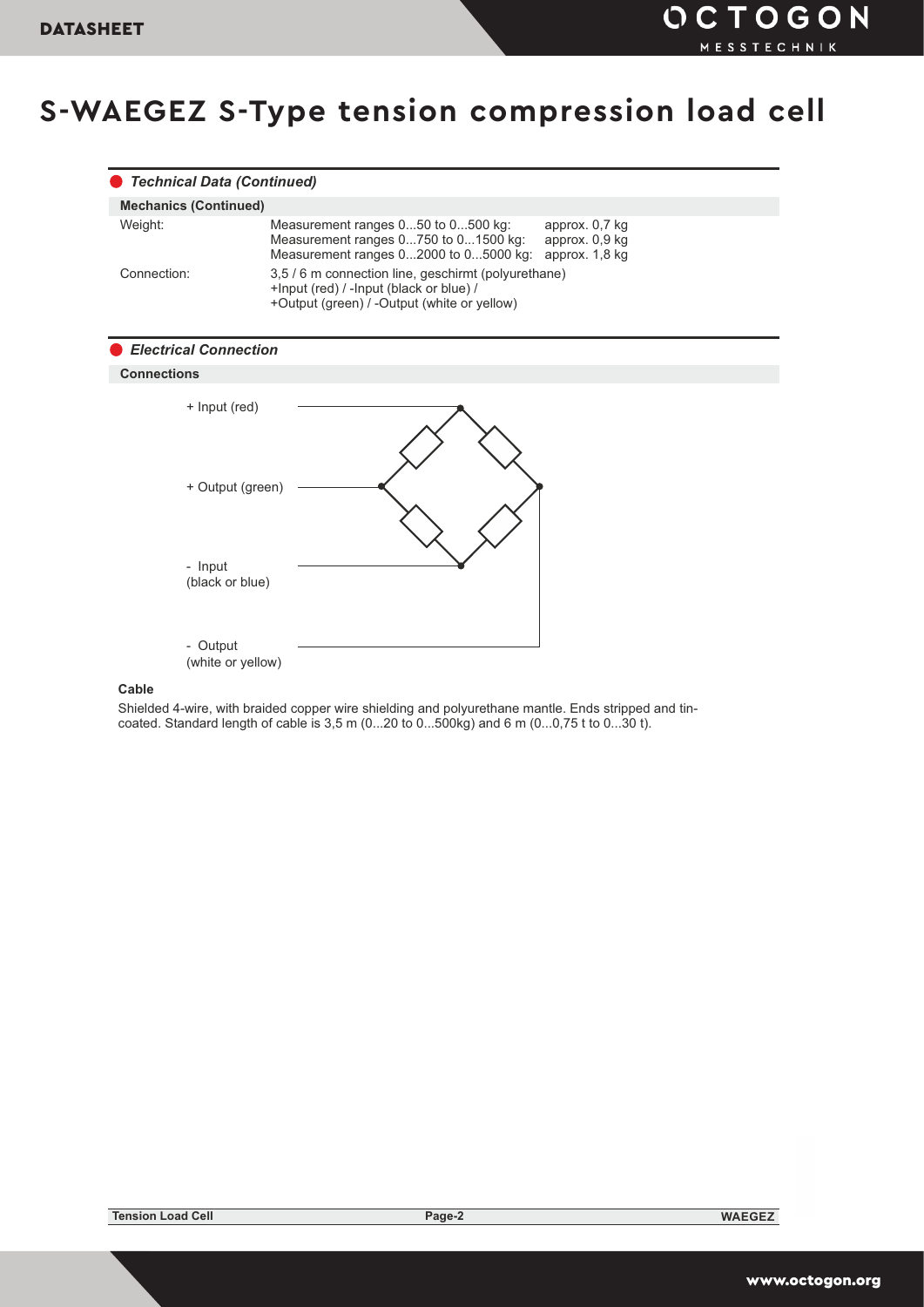# S-WAEGEZ S-Type tension compression load cell

## Technical Data (Continued)

### Mechanics (Continued)

| | | |
|---|---|---|
| Weight: | Measurement ranges 0...50 to 0...500 kg: | approx. 0,7 kg |
| | Measurement ranges 0...750 to 0...1500 kg: | approx. 0,9 kg |
| | Measurement ranges 0...2000 to 0...5000 kg: | approx. 1,8 kg |
| Connection: | 3,5 / 6 m connection line, geschirmt (polyurethane) +Input (red) / -Input (black or blue) / +Output (green) / -Output (white or yellow) | |

## Electrical Connection

### Connections

+ Input (red)

+ Output (green)

- Input (black or blue)

- Output (white or yellow)

### Cable

Shielded 4-wire, with braided copper wire shielding and polyurethane mantle. Ends stripped and tin-coated. Standard length of cable is 3,5 m (0...20 to 0...500kg) and 6 m (0...0,75 t to 0...30 t).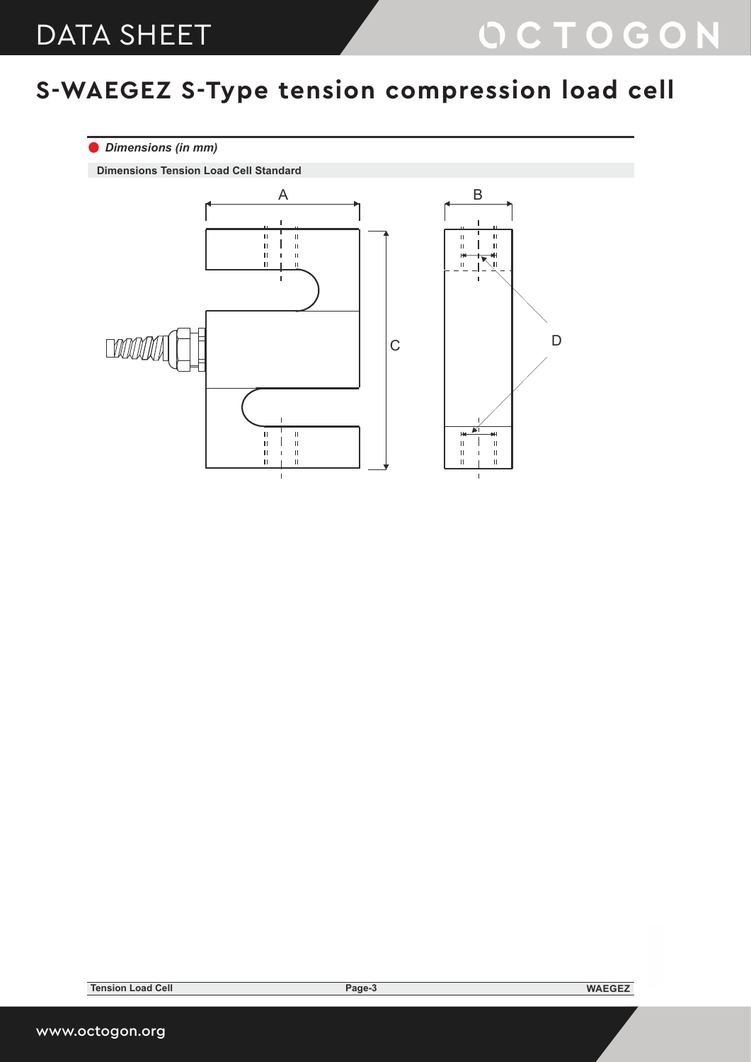# S-WAEGEZ S-Type tension compression load cell

*Dimensions (in mm)*

**Dimensions Tension Load Cell Standard**

A

B

C

D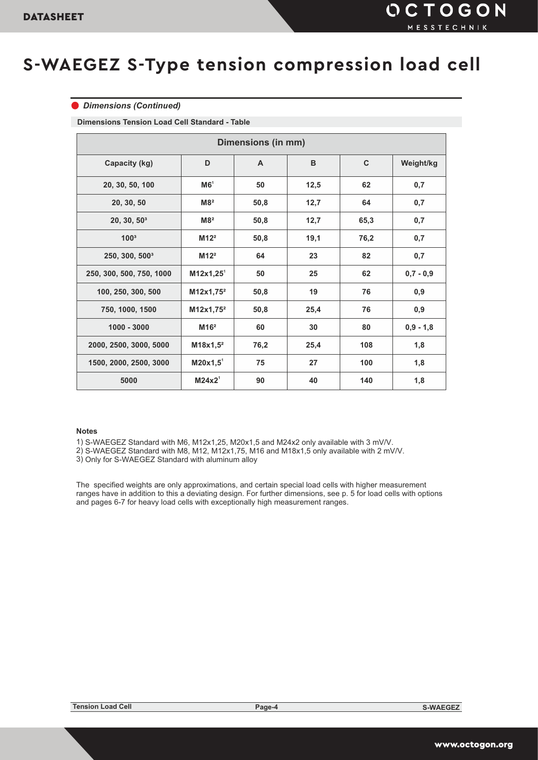# S-WAEGEZ S-Type tension compression load cell

## *Dimensions (Continued)*

**Dimensions Tension Load Cell Standard - Table**

| Dimensions (in mm) | | | | | |
|---|---|---|---|---|---|
| **Capacity (kg)** | **D** | **A** | **B** | **C** | **Weight/kg** |
| 20, 30, 50, 100 | M6[1] | 50 | 12,5 | 62 | 0,7 |
| 20, 30, 50 | M8[2] | 50,8 | 12,7 | 64 | 0,7 |
| 20, 30, 50[3] | M8[2] | 50,8 | 12,7 | 65,3 | 0,7 |
| 100[3] | M12[2] | 50,8 | 19,1 | 76,2 | 0,7 |
| 250, 300, 500[3] | M12[2] | 64 | 23 | 82 | 0,7 |
| 250, 300, 500, 750, 1000 | M12x1,25[1] | 50 | 25 | 62 | 0,7 - 0,9 |
| 100, 250, 300, 500 | M12x1,75[2] | 50,8 | 19 | 76 | 0,9 |
| 750, 1000, 1500 | M12x1,75[2] | 50,8 | 25,4 | 76 | 0,9 |
| 1000 - 3000 | M16[2] | 60 | 30 | 80 | 0,9 - 1,8 |
| 2000, 2500, 3000, 5000 | M18x1,5[2] | 76,2 | 25,4 | 108 | 1,8 |
| 1500, 2000, 2500, 3000 | M20x1,5[1] | 75 | 27 | 100 | 1,8 |
| 5000 | M24x2[1] | 90 | 40 | 140 | 1,8 |

**Notes**

1) S-WAEGEZ Standard with M6, M12x1,25, M20x1,5 and M24x2 only available with 3 mV/V.
2) S-WAEGEZ Standard with M8, M12, M12x1,75, M16 and M18x1,5 only available with 2 mV/V.
3) Only for S-WAEGEZ Standard with aluminum alloy

The specified weights are only approximations, and certain special load cells with higher measurement ranges have in addition to this a deviating design. For further dimensions, see p. 5 for load cells with options and pages 6-7 for heavy load cells with exceptionally high measurement ranges.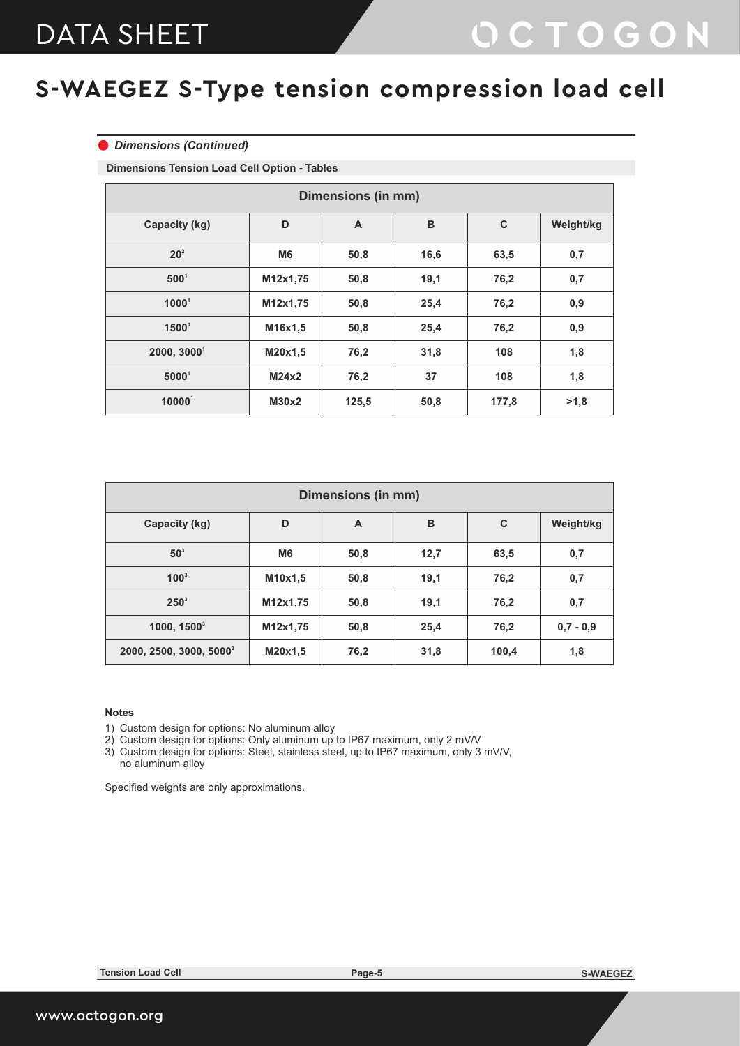# S-WAEGEZ S-Type tension compression load cell

### *Dimensions (Continued)*

**Dimensions Tension Load Cell Option - Tables**

| Dimensions (in mm) | | | | | |
|---|---|---|---|---|---|
| **Capacity (kg)** | **D** | **A** | **B** | **C** | **Weight/kg** |
| **20[2]** | **M6** | **50,8** | **16,6** | **63,5** | **0,7** |
| **500[1]** | **M12x1,75** | **50,8** | **19,1** | **76,2** | **0,7** |
| **1000[1]** | **M12x1,75** | **50,8** | **25,4** | **76,2** | **0,9** |
| **1500[1]** | **M16x1,5** | **50,8** | **25,4** | **76,2** | **0,9** |
| **2000, 3000[1]** | **M20x1,5** | **76,2** | **31,8** | **108** | **1,8** |
| **5000[1]** | **M24x2** | **76,2** | **37** | **108** | **1,8** |
| **10000[1]** | **M30x2** | **125,5** | **50,8** | **177,8** | **>1,8** |

| Dimensions (in mm) | | | | | |
|---|---|---|---|---|---|
| **Capacity (kg)** | **D** | **A** | **B** | **C** | **Weight/kg** |
| **50[3]** | **M6** | **50,8** | **12,7** | **63,5** | **0,7** |
| **100[3]** | **M10x1,5** | **50,8** | **19,1** | **76,2** | **0,7** |
| **250[3]** | **M12x1,75** | **50,8** | **19,1** | **76,2** | **0,7** |
| **1000, 1500[3]** | **M12x1,75** | **50,8** | **25,4** | **76,2** | **0,7 - 0,9** |
| **2000, 2500, 3000, 5000[3]** | **M20x1,5** | **76,2** | **31,8** | **100,4** | **1,8** |

**Notes**

1) Custom design for options: No aluminum alloy
2) Custom design for options: Only aluminum up to IP67 maximum, only 2 mV/V
3) Custom design for options: Steel, stainless steel, up to IP67 maximum, only 3 mV/V, no aluminum alloy

Specified weights are only approximations.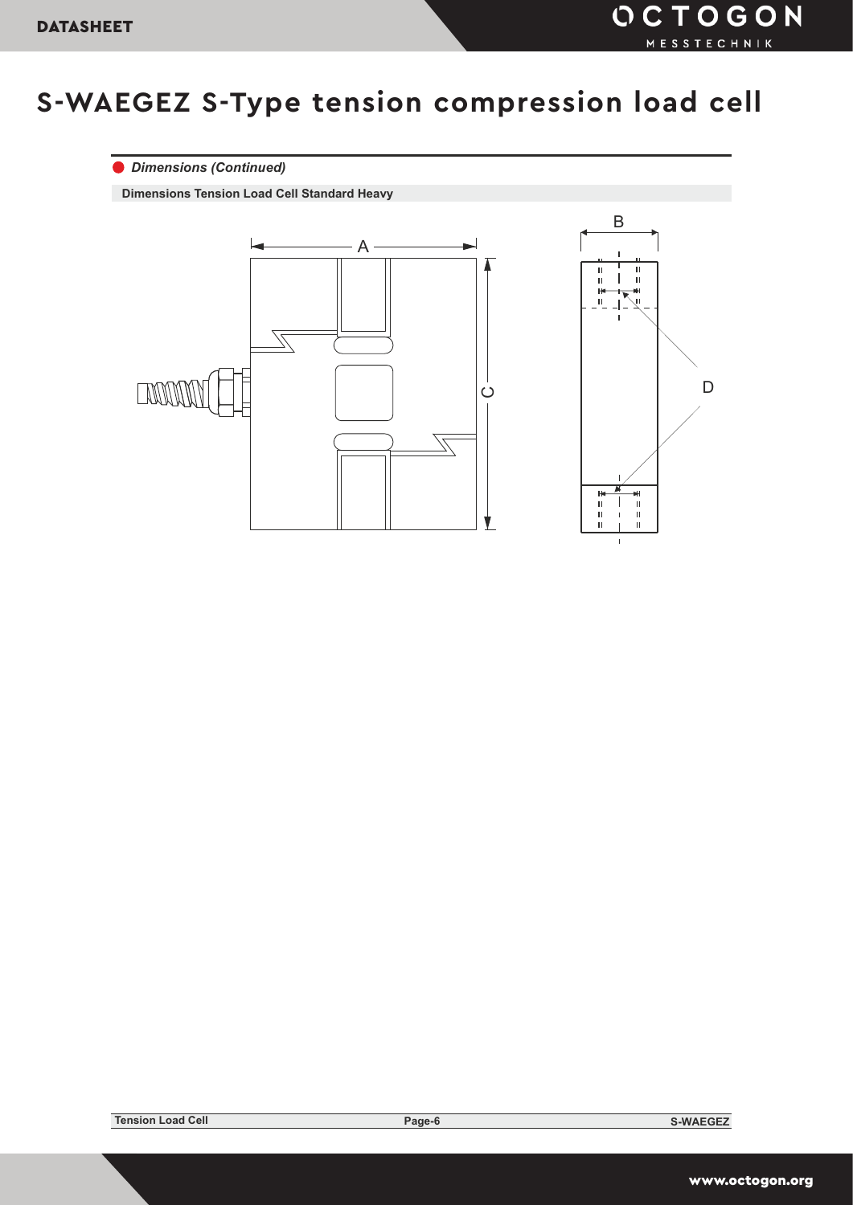# S-WAEGEZ S-Type tension compression load cell

*Dimensions (Continued)*

**Dimensions Tension Load Cell Standard Heavy**

A

B

C

D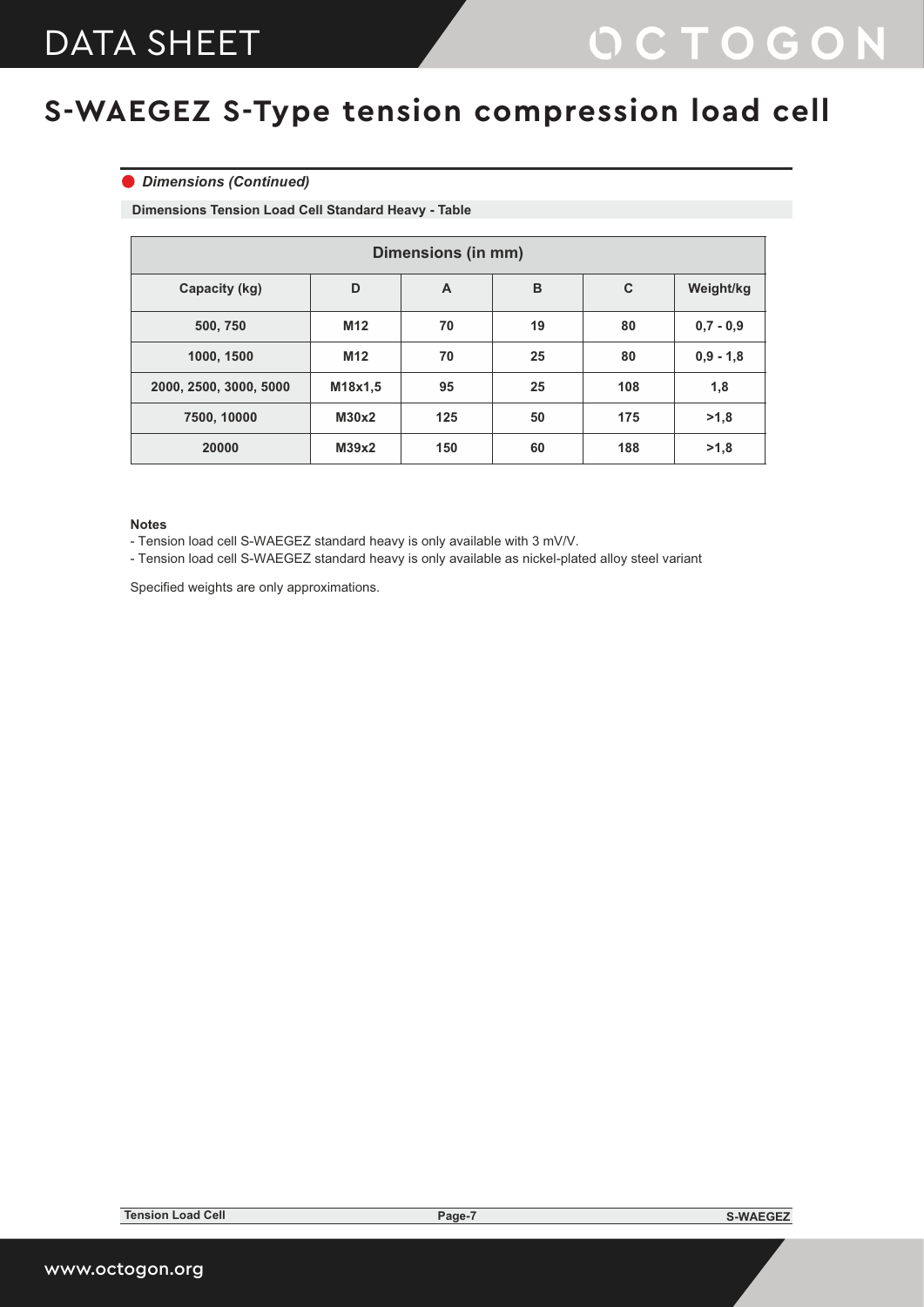# S-WAEGEZ S-Type tension compression load cell

## *Dimensions (Continued)*

**Dimensions Tension Load Cell Standard Heavy - Table**

| Dimensions (in mm) | | | | | |
|---|---|---|---|---|---|
| **Capacity (kg)** | **D** | **A** | **B** | **C** | **Weight/kg** |
| **500, 750** | **M12** | **70** | **19** | **80** | **0,7 - 0,9** |
| **1000, 1500** | **M12** | **70** | **25** | **80** | **0,9 - 1,8** |
| **2000, 2500, 3000, 5000** | **M18x1,5** | **95** | **25** | **108** | **1,8** |
| **7500, 10000** | **M30x2** | **125** | **50** | **175** | **>1,8** |
| **20000** | **M39x2** | **150** | **60** | **188** | **>1,8** |

**Notes**

- Tension load cell S-WAEGEZ standard heavy is only available with 3 mV/V.
- Tension load cell S-WAEGEZ standard heavy is only available as nickel-plated alloy steel variant

Specified weights are only approximations.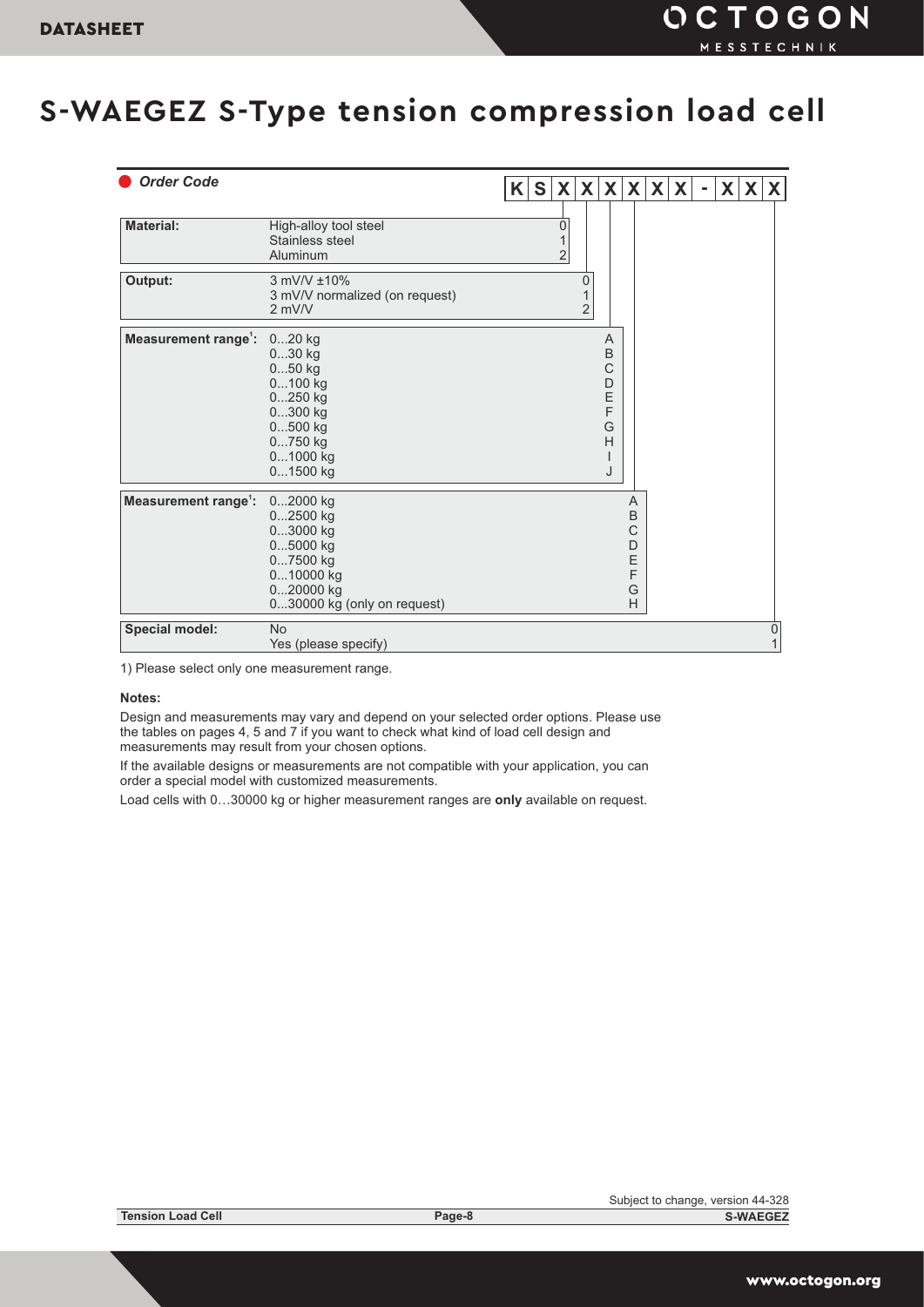# S-WAEGEZ S-Type tension compression load cell

## Order Code

**K S X X X X X X - X X X**

| | | |
|---|---|---|
| **Material:** | High-alloy tool steel | 0 |
| | Stainless steel | 1 |
| | Aluminum | 2 |
| **Output:** | 3 mV/V ±10% | 0 |
| | 3 mV/V normalized (on request) | 1 |
| | 2 mV/V | 2 |
| **Measurement range[1]:** | 0...20 kg | A |
| | 0...30 kg | B |
| | 0...50 kg | C |
| | 0...100 kg | D |
| | 0...250 kg | E |
| | 0...300 kg | F |
| | 0...500 kg | G |
| | 0...750 kg | H |
| | 0...1000 kg | I |
| | 0...1500 kg | J |
| **Measurement range[1]:** | 0...2000 kg | A |
| | 0...2500 kg | B |
| | 0...3000 kg | C |
| | 0...5000 kg | D |
| | 0...7500 kg | E |
| | 0...10000 kg | F |
| | 0...20000 kg | G |
| | 0...30000 kg (only on request) | H |
| **Special model:** | No | 0 |
| | Yes (please specify) | 1 |

1) Please select only one measurement range.

**Notes:**

Design and measurements may vary and depend on your selected order options. Please use the tables on pages 4, 5 and 7 if you want to check what kind of load cell design and measurements may result from your chosen options.

If the available designs or measurements are not compatible with your application, you can order a special model with customized measurements.

Load cells with 0…30000 kg or higher measurement ranges are **only** available on request.

Subject to change, version 44-328